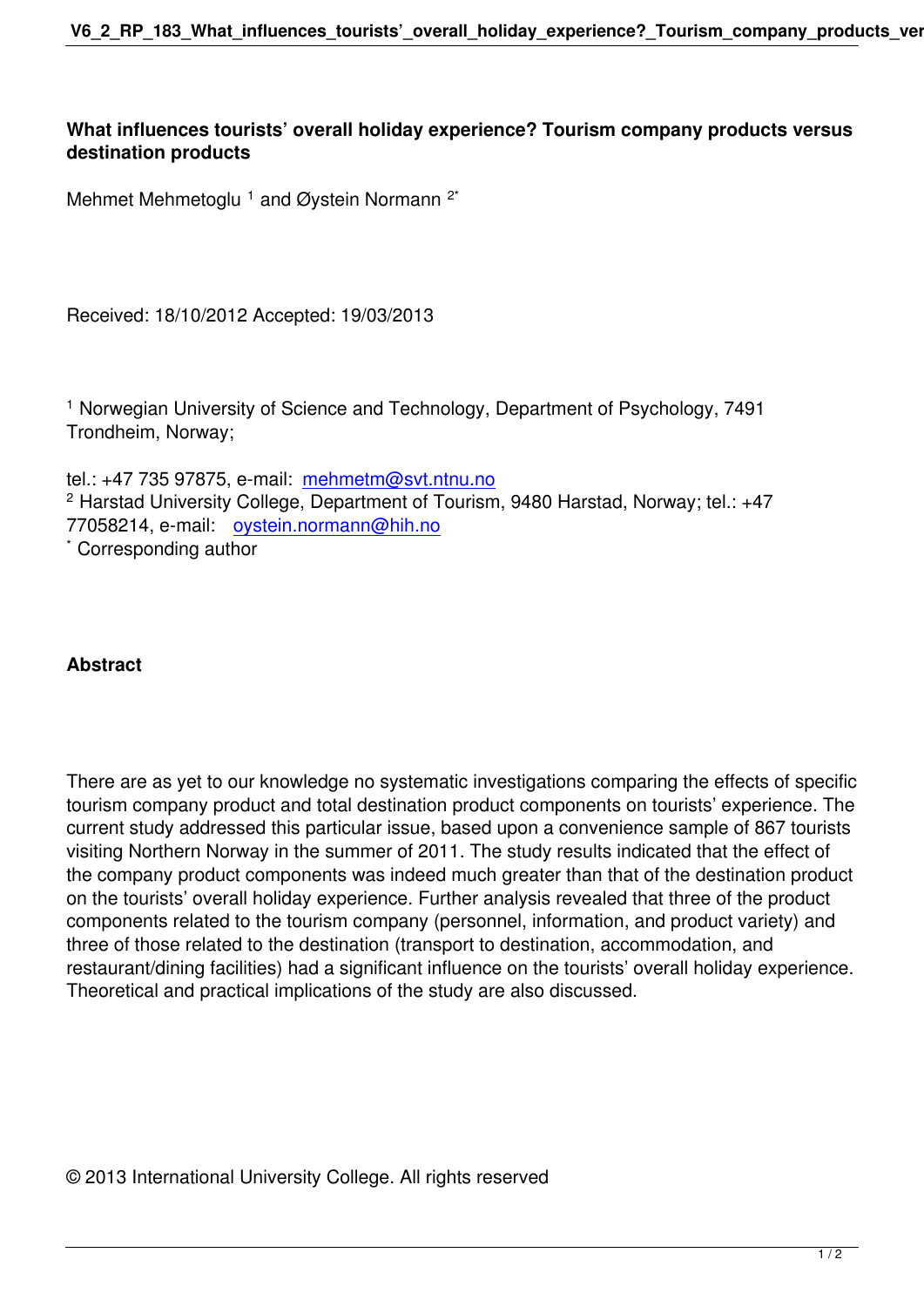# What influences tourists' overall holiday experience? Tourism company products versus destination products

Mehmet Mehmetoglu [1] and Øystein Normann [2*]

Received: 18/10/2012 Accepted: 19/03/2013

[1] Norwegian University of Science and Technology, Department of Psychology, 7491 Trondheim, Norway;

tel.: +47 735 97875, e-mail: mehmetm@svt.ntnu.no
[2] Harstad University College, Department of Tourism, 9480 Harstad, Norway; tel.: +47 77058214, e-mail: oystein.normann@hih.no
[*] Corresponding author

## Abstract

There are as yet to our knowledge no systematic investigations comparing the effects of specific tourism company product and total destination product components on tourists' experience. The current study addressed this particular issue, based upon a convenience sample of 867 tourists visiting Northern Norway in the summer of 2011. The study results indicated that the effect of the company product components was indeed much greater than that of the destination product on the tourists' overall holiday experience. Further analysis revealed that three of the product components related to the tourism company (personnel, information, and product variety) and three of those related to the destination (transport to destination, accommodation, and restaurant/dining facilities) had a significant influence on the tourists' overall holiday experience. Theoretical and practical implications of the study are also discussed.

© 2013 International University College. All rights reserved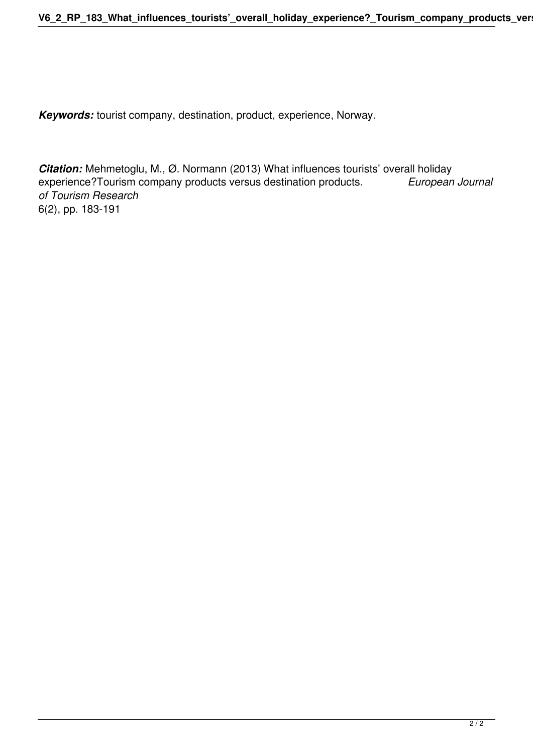***Keywords:*** tourist company, destination, product, experience, Norway.

***Citation:*** Mehmetoglu, M., Ø. Normann (2013) What influences tourists' overall holiday experience?Tourism company products versus destination products. *European Journal of Tourism Research* 6(2), pp. 183-191